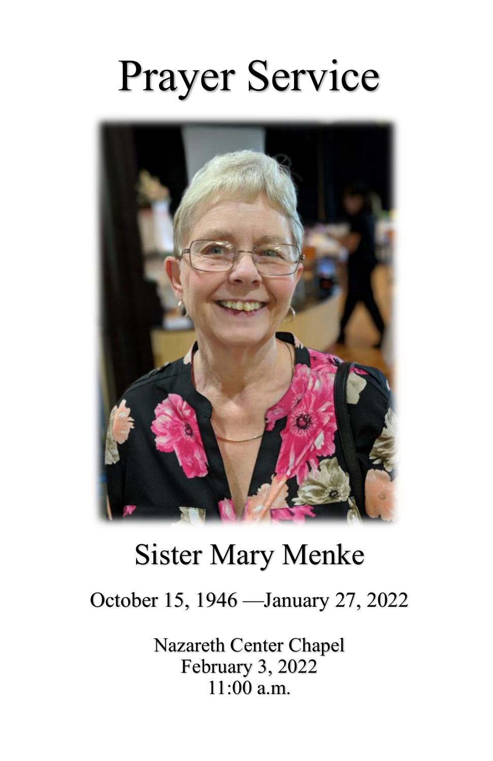# Prayer Service

## Sister Mary Menke

October 15, 1946 —January 27, 2022

Nazareth Center Chapel
February 3, 2022
11:00 a.m.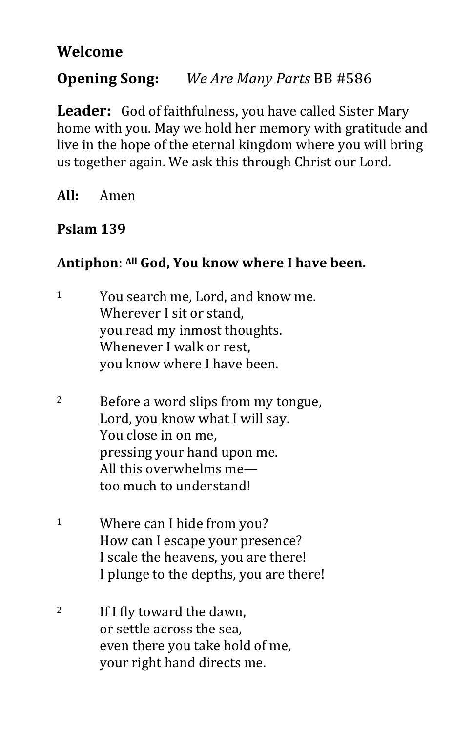**Welcome**

**Opening Song:** *We Are Many Parts* BB #586

**Leader:** God of faithfulness, you have called Sister Mary home with you. May we hold her memory with gratitude and live in the hope of the eternal kingdom where you will bring us together again. We ask this through Christ our Lord.

**All:** Amen

**Pslam 139**

**Antiphon**: **All God, You know where I have been.**

1 You search me, Lord, and know me.
Wherever I sit or stand,
you read my inmost thoughts.
Whenever I walk or rest,
you know where I have been.

2 Before a word slips from my tongue,
Lord, you know what I will say.
You close in on me,
pressing your hand upon me.
All this overwhelms me—
too much to understand!

1 Where can I hide from you?
How can I escape your presence?
I scale the heavens, you are there!
I plunge to the depths, you are there!

2 If I fly toward the dawn,
or settle across the sea,
even there you take hold of me,
your right hand directs me.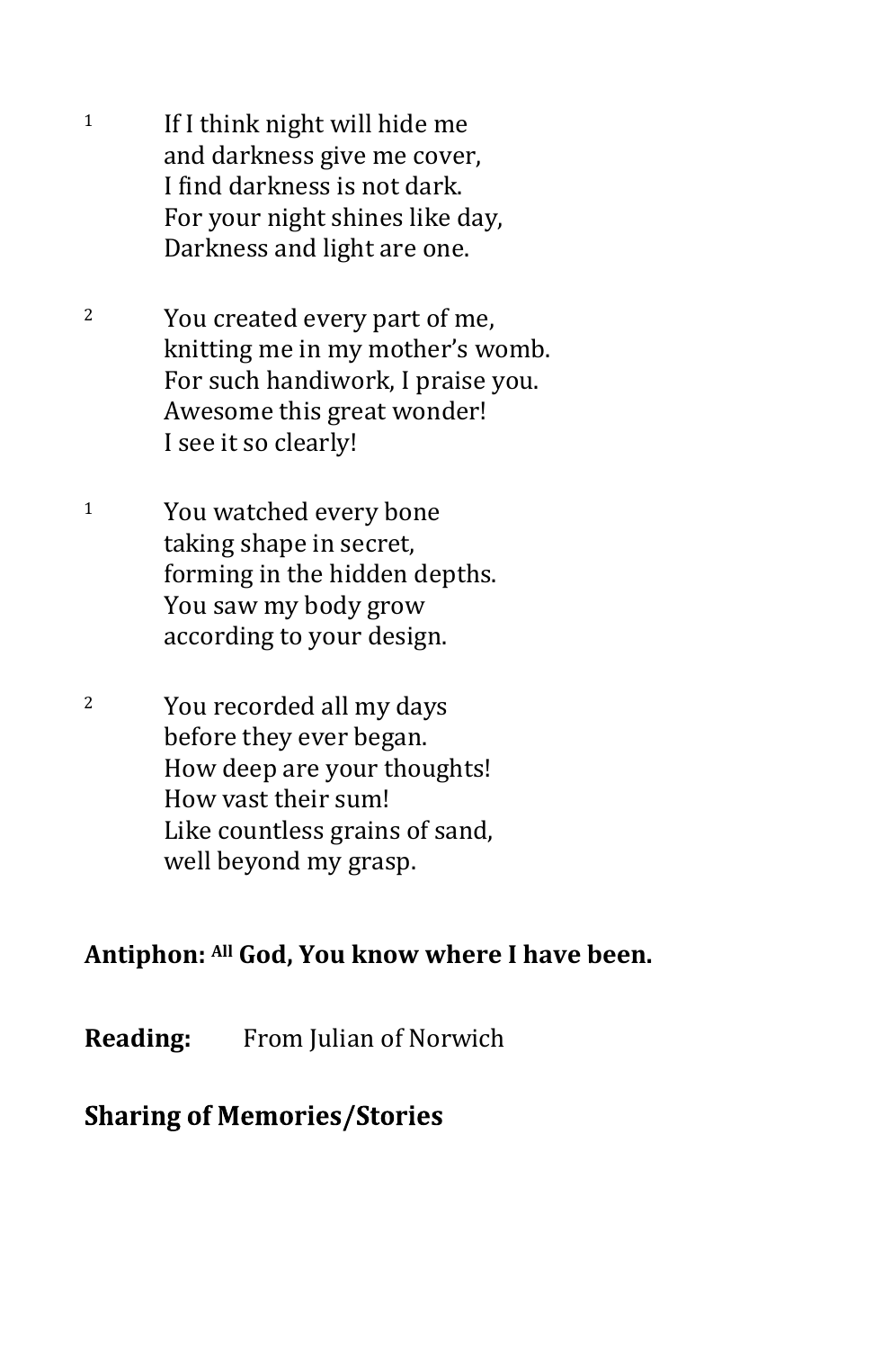[1] If I think night will hide me
and darkness give me cover,
I find darkness is not dark.
For your night shines like day,
Darkness and light are one.

[2] You created every part of me,
knitting me in my mother's womb.
For such handiwork, I praise you.
Awesome this great wonder!
I see it so clearly!

[1] You watched every bone
taking shape in secret,
forming in the hidden depths.
You saw my body grow
according to your design.

[2] You recorded all my days
before they ever began.
How deep are your thoughts!
How vast their sum!
Like countless grains of sand,
well beyond my grasp.

**Antiphon: [All] God, You know where I have been.**

**Reading:** From Julian of Norwich

**Sharing of Memories/Stories**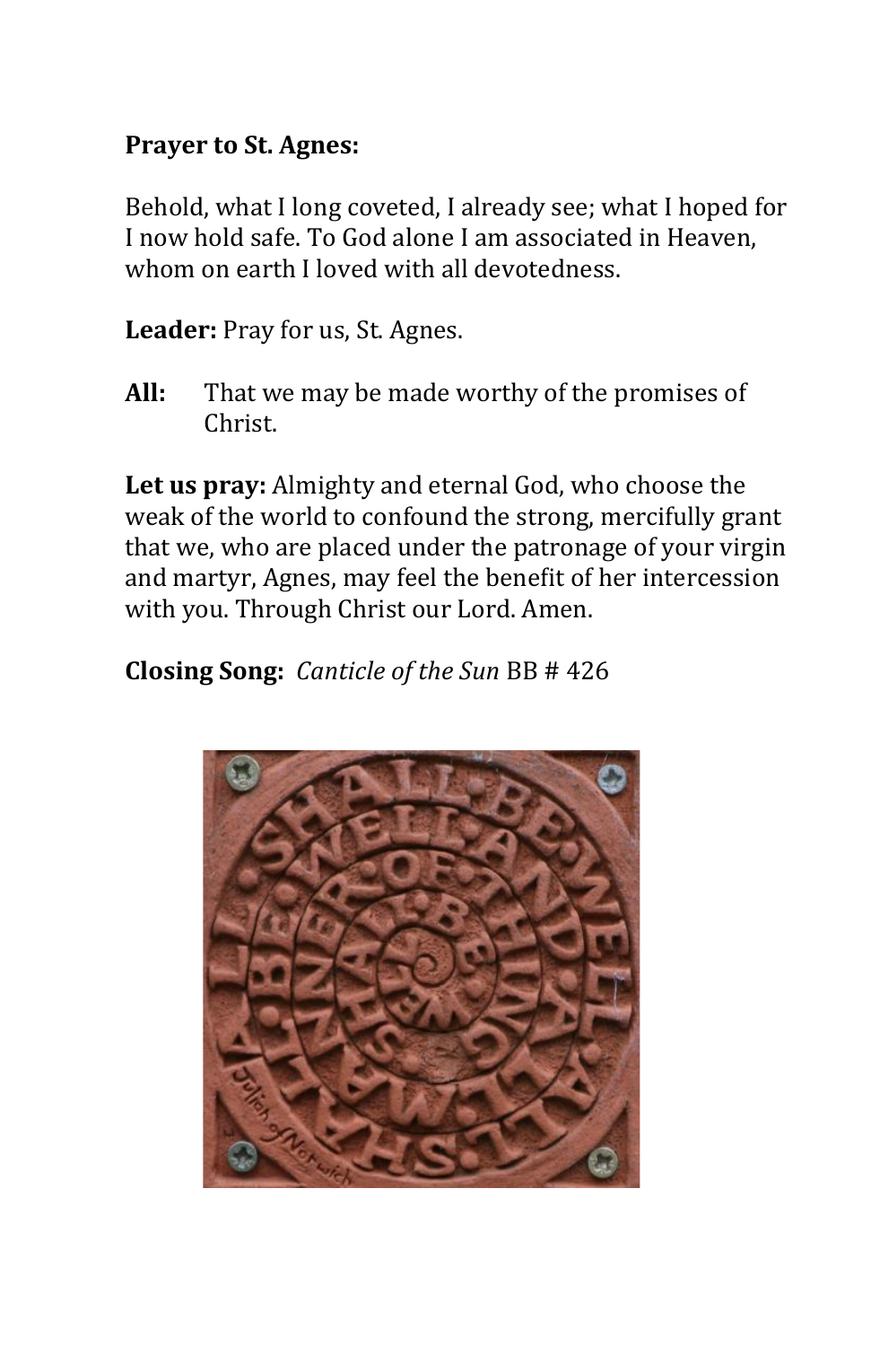**Prayer to St. Agnes:**

Behold, what I long coveted, I already see; what I hoped for I now hold safe. To God alone I am associated in Heaven, whom on earth I loved with all devotedness.

**Leader:** Pray for us, St. Agnes.

**All:** That we may be made worthy of the promises of Christ.

**Let us pray:** Almighty and eternal God, who choose the weak of the world to confound the strong, mercifully grant that we, who are placed under the patronage of your virgin and martyr, Agnes, may feel the benefit of her intercession with you. Through Christ our Lord. Amen.

**Closing Song:** *Canticle of the Sun* BB # 426